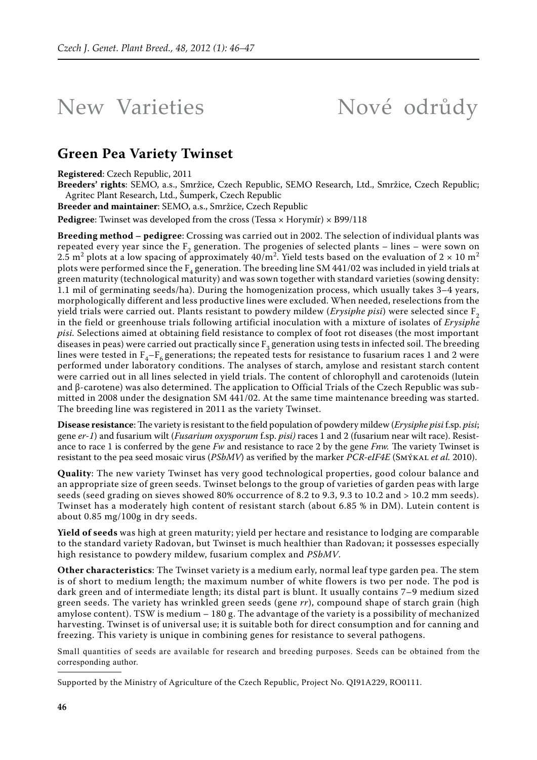# New Varieties    Nové odrůdy

## Green Pea Variety Twinset

**Registered**: Czech Republic, 2011

**Breeders' rights**: SEMO, a.s., Smržice, Czech Republic, SEMO Research, Ltd., Smržice, Czech Republic; Agritec Plant Research, Ltd., Šumperk, Czech Republic

**Breeder and maintainer**: SEMO, a.s., Smržice, Czech Republic

**Pedigree**: Twinset was developed from the cross (Tessa × Horymír) × B99/118

**Breeding method – pedigree**: Crossing was carried out in 2002. The selection of individual plants was repeated every year since the $F_2$ generation. The progenies of selected plants – lines – were sown on 2.5 $m^2$ plots at a low spacing of approximately $40/m^2$. Yield tests based on the evaluation of $2 \times 10$ $m^2$ plots were performed since the $F_4$ generation. The breeding line SM 441/02 was included in yield trials at green maturity (technological maturity) and was sown together with standard varieties (sowing density: 1.1 mil of germinating seeds/ha). During the homogenization process, which usually takes 3–4 years, morphologically different and less productive lines were excluded. When needed, reselections from the yield trials were carried out. Plants resistant to powdery mildew (*Erysiphe pisi*) were selected since $F_2$ in the field or greenhouse trials following artificial inoculation with a mixture of isolates of *Erysiphe pisi.* Selections aimed at obtaining field resistance to complex of foot rot diseases (the most important diseases in peas) were carried out practically since $F_3$ generation using tests in infected soil. The breeding lines were tested in $F_4$–$F_6$ generations; the repeated tests for resistance to fusarium races 1 and 2 were performed under laboratory conditions. The analyses of starch, amylose and resistant starch content were carried out in all lines selected in yield trials. The content of chlorophyll and carotenoids (lutein and β-carotene) was also determined. The application to Official Trials of the Czech Republic was submitted in 2008 under the designation SM 441/02. At the same time maintenance breeding was started. The breeding line was registered in 2011 as the variety Twinset.

**Disease resistance**: The variety is resistant to the field population of powdery mildew (*Erysiphe pisi* f.sp. *pisi*; gene *er-1*) and fusarium wilt (*Fusarium oxysporum* f.sp. *pisi)* races 1 and 2 (fusarium near wilt race). Resistance to race 1 is conferred by the gene *Fw* and resistance to race 2 by the gene *Fnw.* The variety Twinset is resistant to the pea seed mosaic virus (*PSbMV*) as verified by the marker *PCR-eIF4E* (Smýkal *et al.* 2010).

**Quality**: The new variety Twinset has very good technological properties, good colour balance and an appropriate size of green seeds. Twinset belongs to the group of varieties of garden peas with large seeds (seed grading on sieves showed 80% occurrence of 8.2 to 9.3, 9.3 to 10.2 and > 10.2 mm seeds). Twinset has a moderately high content of resistant starch (about 6.85 % in DM). Lutein content is about 0.85 mg/100g in dry seeds.

**Yield of seeds** was high at green maturity; yield per hectare and resistance to lodging are comparable to the standard variety Radovan, but Twinset is much healthier than Radovan; it possesses especially high resistance to powdery mildew, fusarium complex and *PSbMV*.

**Other characteristics**: The Twinset variety is a medium early, normal leaf type garden pea. The stem is of short to medium length; the maximum number of white flowers is two per node. The pod is dark green and of intermediate length; its distal part is blunt. It usually contains 7–9 medium sized green seeds. The variety has wrinkled green seeds (gene *rr*), compound shape of starch grain (high amylose content). TSW is medium – 180 g. The advantage of the variety is a possibility of mechanized harvesting. Twinset is of universal use; it is suitable both for direct consumption and for canning and freezing. This variety is unique in combining genes for resistance to several pathogens.

Small quantities of seeds are available for research and breeding purposes. Seeds can be obtained from the corresponding author.

---

Supported by the Ministry of Agriculture of the Czech Republic, Project No. QI91A229, RO0111.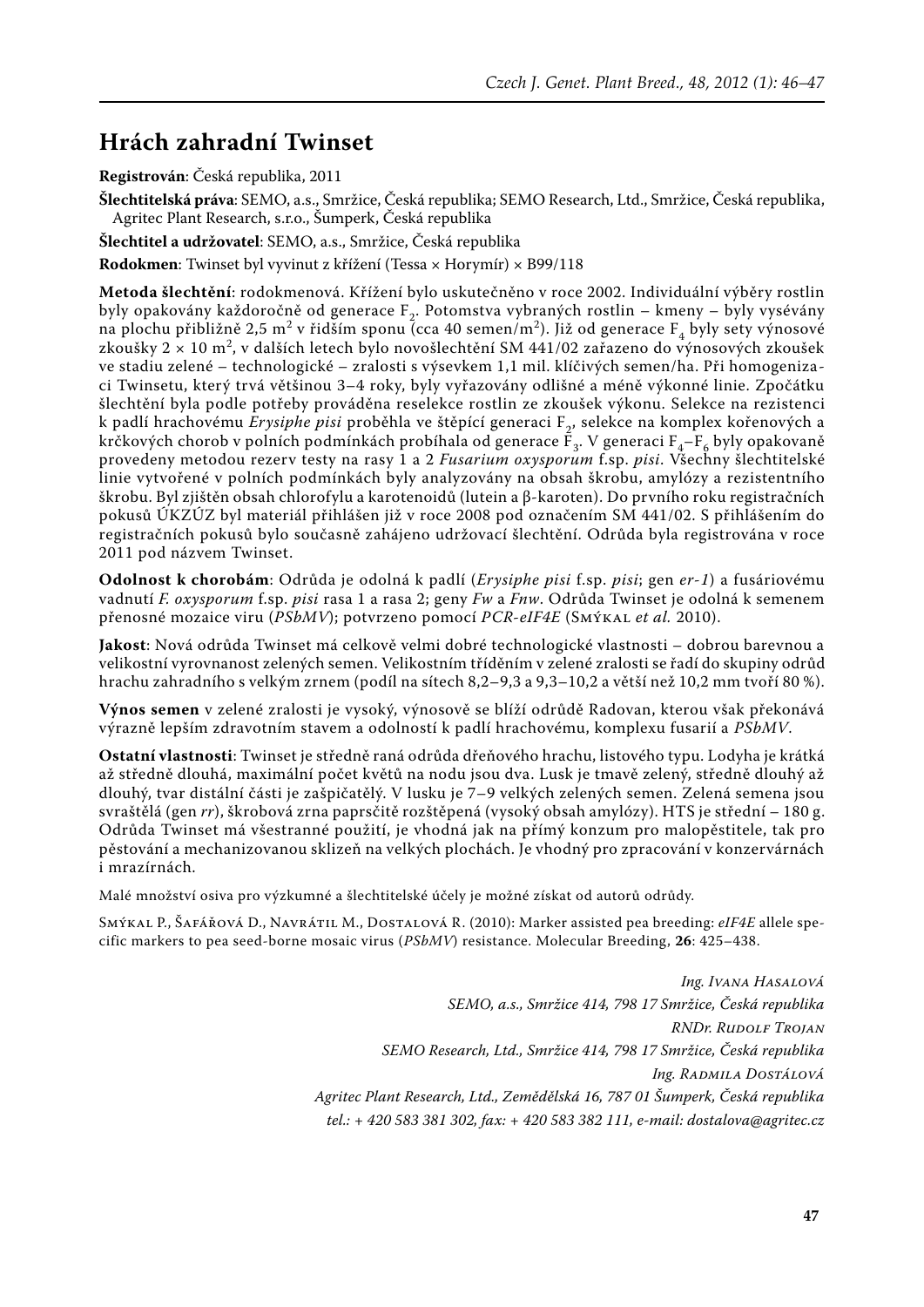# Hrách zahradní Twinset

**Registrován**: Česká republika, 2011

**Šlechtitelská práva**: SEMO, a.s., Smržice, Česká republika; SEMO Research, Ltd., Smržice, Česká republika, Agritec Plant Research, s.r.o., Šumperk, Česká republika

**Šlechtitel a udržovatel**: SEMO, a.s., Smržice, Česká republika

**Rodokmen**: Twinset byl vyvinut z křížení (Tessa × Horymír) × B99/118

**Metoda šlechtění**: rodokmenová. Křížení bylo uskutečněno v roce 2002. Individuální výběry rostlin byly opakovány každoročně od generace $F_2$. Potomstva vybraných rostlin – kmeny – byly vysévány na plochu přibližně 2,5 $m^2$ v řidším sponu (cca 40 semen/$m^2$). Již od generace $F_4$ byly sety výnosové zkoušky 2 × 10 $m^2$, v dalších letech bylo novošlechtění SM 441/02 zařazeno do výnosových zkoušek ve stadiu zelené – technologické – zralosti s výsevkem 1,1 mil. klíčivých semen/ha. Při homogenizaci Twinsetu, který trvá většinou 3–4 roky, byly vyřazovány odlišné a méně výkonné linie. Zpočátku šlechtění byla podle potřeby prováděna reselekce rostlin ze zkoušek výkonu. Selekce na rezistenci k padlí hrachovému *Erysiphe pisi* proběhla ve štěpící generaci $F_2$, selekce na komplex kořenových a krčkových chorob v polních podmínkách probíhala od generace $F_3$. V generaci $F_4$–$F_6$ byly opakovaně provedeny metodou rezerv testy na rasy 1 a 2 *Fusarium oxysporum* f.sp. *pisi*. Všechny šlechtitelské linie vytvořené v polních podmínkách byly analyzovány na obsah škrobu, amylózy a rezistentního škrobu. Byl zjištěn obsah chlorofylu a karotenoidů (lutein a β-karoten). Do prvního roku registračních pokusů ÚKZÚZ byl materiál přihlášen již v roce 2008 pod označením SM 441/02. S přihlášením do registračních pokusů bylo současně zahájeno udržovací šlechtění. Odrůda byla registrována v roce 2011 pod názvem Twinset.

**Odolnost k chorobám**: Odrůda je odolná k padlí (*Erysiphe pisi* f.sp. *pisi*; gen *er-1*) a fusáriovému vadnutí *F. oxysporum* f.sp. *pisi* rasa 1 a rasa 2; geny *Fw* a *Fnw*. Odrůda Twinset je odolná k semenem přenosné mozaice viru (*PSbMV*); potvrzeno pomocí *PCR-eIF4E* (Smýkal *et al.* 2010).

**Jakost**: Nová odrůda Twinset má celkově velmi dobré technologické vlastnosti – dobrou barevnou a velikostní vyrovnanost zelených semen. Velikostním tříděním v zelené zralosti se řadí do skupiny odrůd hrachu zahradního s velkým zrnem (podíl na sítech 8,2–9,3 a 9,3–10,2 a větší než 10,2 mm tvoří 80 %).

**Výnos semen** v zelené zralosti je vysoký, výnosově se blíží odrůdě Radovan, kterou však překonává výrazně lepším zdravotním stavem a odolností k padlí hrachovému, komplexu fusarií a *PSbMV*.

**Ostatní vlastnosti**: Twinset je středně raná odrůda dřeňového hrachu, listového typu. Lodyha je krátká až středně dlouhá, maximální počet květů na nodu jsou dva. Lusk je tmavě zelený, středně dlouhý až dlouhý, tvar distální části je zašpičatělý. V lusku je 7–9 velkých zelených semen. Zelená semena jsou svraštělá (gen *rr*), škrobová zrna paprsčitě rozštěpená (vysoký obsah amylózy). HTS je střední – 180 g. Odrůda Twinset má všestranné použití, je vhodná jak na přímý konzum pro malopěstitele, tak pro pěstování a mechanizovanou sklizeň na velkých plochách. Je vhodný pro zpracování v konzervárnách i mrazírnách.

Malé množství osiva pro výzkumné a šlechtitelské účely je možné získat od autorů odrůdy.

Smýkal P., Šafářová D., Navrátil M., Dostalová R. (2010): Marker assisted pea breeding: *eIF4E* allele specific markers to pea seed-borne mosaic virus (*PSbMV*) resistance. Molecular Breeding, **26**: 425–438.

*Ing. Ivana Hasalová*
*SEMO, a.s., Smržice 414, 798 17 Smržice, Česká republika*
*RNDr. Rudolf Trojan*
*SEMO Research, Ltd., Smržice 414, 798 17 Smržice, Česká republika*
*Ing. Radmila Dostálová*
*Agritec Plant Research, Ltd., Zemědělská 16, 787 01 Šumperk, Česká republika*
*tel.: + 420 583 381 302, fax: + 420 583 382 111, e-mail: dostalova@agritec.cz*